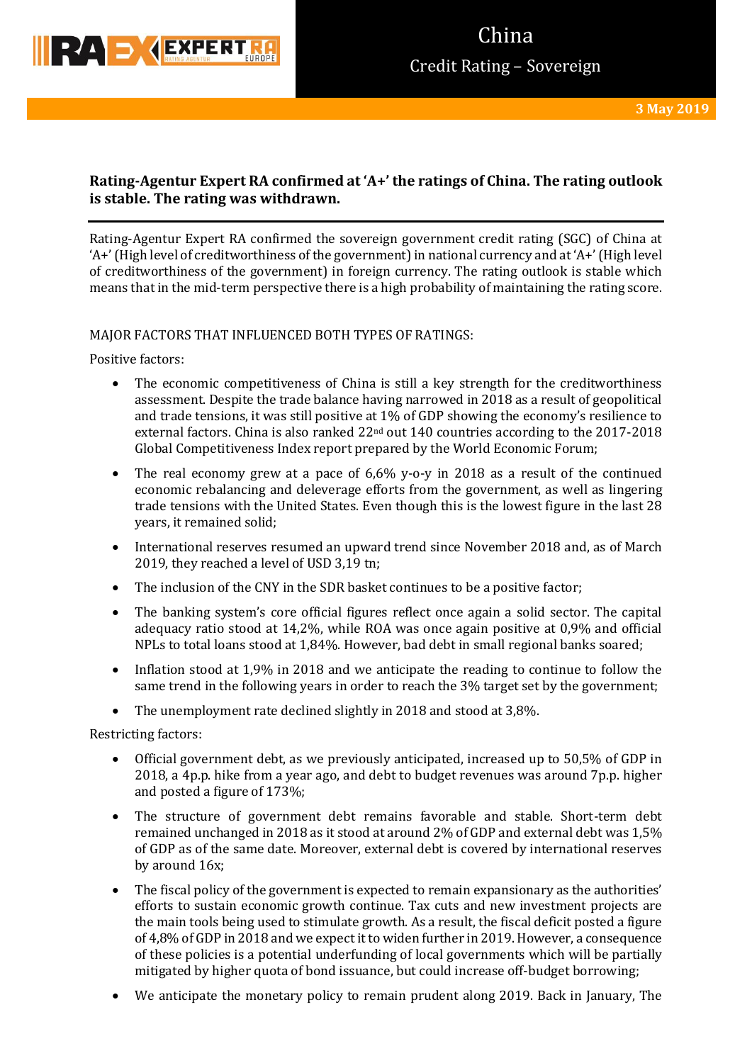# China

## Credit Rating – Sovereign

**3 May 2019**

**Rating-Agentur Expert RA confirmed at 'A+' the ratings of China. The rating outlook is stable. The rating was withdrawn.**

Rating-Agentur Expert RA confirmed the sovereign government credit rating (SGC) of China at 'A+' (High level of creditworthiness of the government) in national currency and at 'A+' (High level of creditworthiness of the government) in foreign currency. The rating outlook is stable which means that in the mid-term perspective there is a high probability of maintaining the rating score.

MAJOR FACTORS THAT INFLUENCED BOTH TYPES OF RATINGS:

Positive factors:

- The economic competitiveness of China is still a key strength for the creditworthiness assessment. Despite the trade balance having narrowed in 2018 as a result of geopolitical and trade tensions, it was still positive at 1% of GDP showing the economy's resilience to external factors. China is also ranked 22nd out 140 countries according to the 2017-2018 Global Competitiveness Index report prepared by the World Economic Forum;
- The real economy grew at a pace of 6,6% y-o-y in 2018 as a result of the continued economic rebalancing and deleverage efforts from the government, as well as lingering trade tensions with the United States. Even though this is the lowest figure in the last 28 years, it remained solid;
- International reserves resumed an upward trend since November 2018 and, as of March 2019, they reached a level of USD 3,19 tn;
- The inclusion of the CNY in the SDR basket continues to be a positive factor;
- The banking system's core official figures reflect once again a solid sector. The capital adequacy ratio stood at 14,2%, while ROA was once again positive at 0,9% and official NPLs to total loans stood at 1,84%. However, bad debt in small regional banks soared;
- Inflation stood at 1,9% in 2018 and we anticipate the reading to continue to follow the same trend in the following years in order to reach the 3% target set by the government;
- The unemployment rate declined slightly in 2018 and stood at 3,8%.

Restricting factors:

- Official government debt, as we previously anticipated, increased up to 50,5% of GDP in 2018, a 4p.p. hike from a year ago, and debt to budget revenues was around 7p.p. higher and posted a figure of 173%;
- The structure of government debt remains favorable and stable. Short-term debt remained unchanged in 2018 as it stood at around 2% of GDP and external debt was 1,5% of GDP as of the same date. Moreover, external debt is covered by international reserves by around 16x;
- The fiscal policy of the government is expected to remain expansionary as the authorities' efforts to sustain economic growth continue. Tax cuts and new investment projects are the main tools being used to stimulate growth. As a result, the fiscal deficit posted a figure of 4,8% of GDP in 2018 and we expect it to widen further in 2019. However, a consequence of these policies is a potential underfunding of local governments which will be partially mitigated by higher quota of bond issuance, but could increase off-budget borrowing;
- We anticipate the monetary policy to remain prudent along 2019. Back in January, The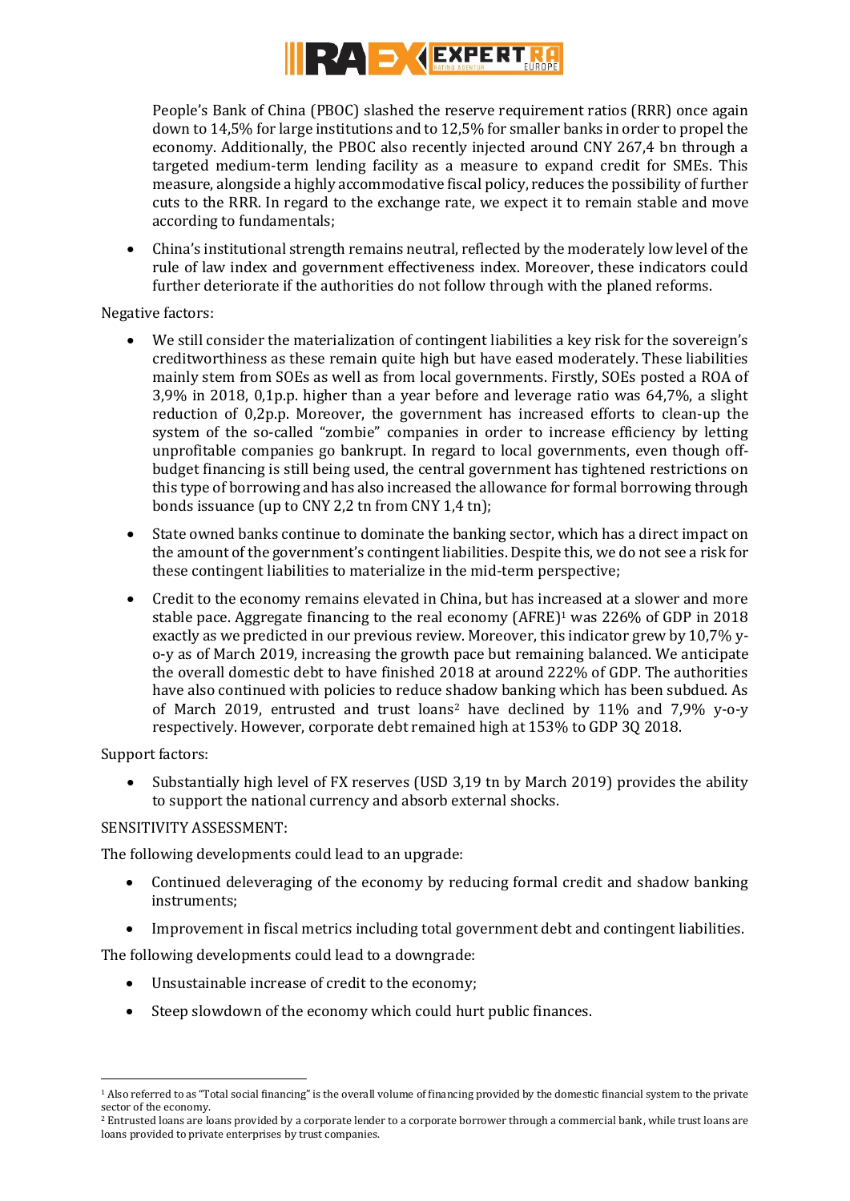People's Bank of China (PBOC) slashed the reserve requirement ratios (RRR) once again down to 14,5% for large institutions and to 12,5% for smaller banks in order to propel the economy. Additionally, the PBOC also recently injected around CNY 267,4 bn through a targeted medium-term lending facility as a measure to expand credit for SMEs. This measure, alongside a highly accommodative fiscal policy, reduces the possibility of further cuts to the RRR. In regard to the exchange rate, we expect it to remain stable and move according to fundamentals;

- China's institutional strength remains neutral, reflected by the moderately low level of the rule of law index and government effectiveness index. Moreover, these indicators could further deteriorate if the authorities do not follow through with the planed reforms.

Negative factors:

- We still consider the materialization of contingent liabilities a key risk for the sovereign's creditworthiness as these remain quite high but have eased moderately. These liabilities mainly stem from SOEs as well as from local governments. Firstly, SOEs posted a ROA of 3,9% in 2018, 0,1p.p. higher than a year before and leverage ratio was 64,7%, a slight reduction of 0,2p.p. Moreover, the government has increased efforts to clean-up the system of the so-called "zombie" companies in order to increase efficiency by letting unprofitable companies go bankrupt. In regard to local governments, even though off-budget financing is still being used, the central government has tightened restrictions on this type of borrowing and has also increased the allowance for formal borrowing through bonds issuance (up to CNY 2,2 tn from CNY 1,4 tn);
- State owned banks continue to dominate the banking sector, which has a direct impact on the amount of the government's contingent liabilities. Despite this, we do not see a risk for these contingent liabilities to materialize in the mid-term perspective;
- Credit to the economy remains elevated in China, but has increased at a slower and more stable pace. Aggregate financing to the real economy (AFRE)[1] was 226% of GDP in 2018 exactly as we predicted in our previous review. Moreover, this indicator grew by 10,7% y-o-y as of March 2019, increasing the growth pace but remaining balanced. We anticipate the overall domestic debt to have finished 2018 at around 222% of GDP. The authorities have also continued with policies to reduce shadow banking which has been subdued. As of March 2019, entrusted and trust loans[2] have declined by 11% and 7,9% y-o-y respectively. However, corporate debt remained high at 153% to GDP 3Q 2018.

Support factors:

- Substantially high level of FX reserves (USD 3,19 tn by March 2019) provides the ability to support the national currency and absorb external shocks.

SENSITIVITY ASSESSMENT:

The following developments could lead to an upgrade:

- Continued deleveraging of the economy by reducing formal credit and shadow banking instruments;
- Improvement in fiscal metrics including total government debt and contingent liabilities.

The following developments could lead to a downgrade:

- Unsustainable increase of credit to the economy;
- Steep slowdown of the economy which could hurt public finances.

---

[1] Also referred to as "Total social financing" is the overall volume of financing provided by the domestic financial system to the private sector of the economy.

[2] Entrusted loans are loans provided by a corporate lender to a corporate borrower through a commercial bank, while trust loans are loans provided to private enterprises by trust companies.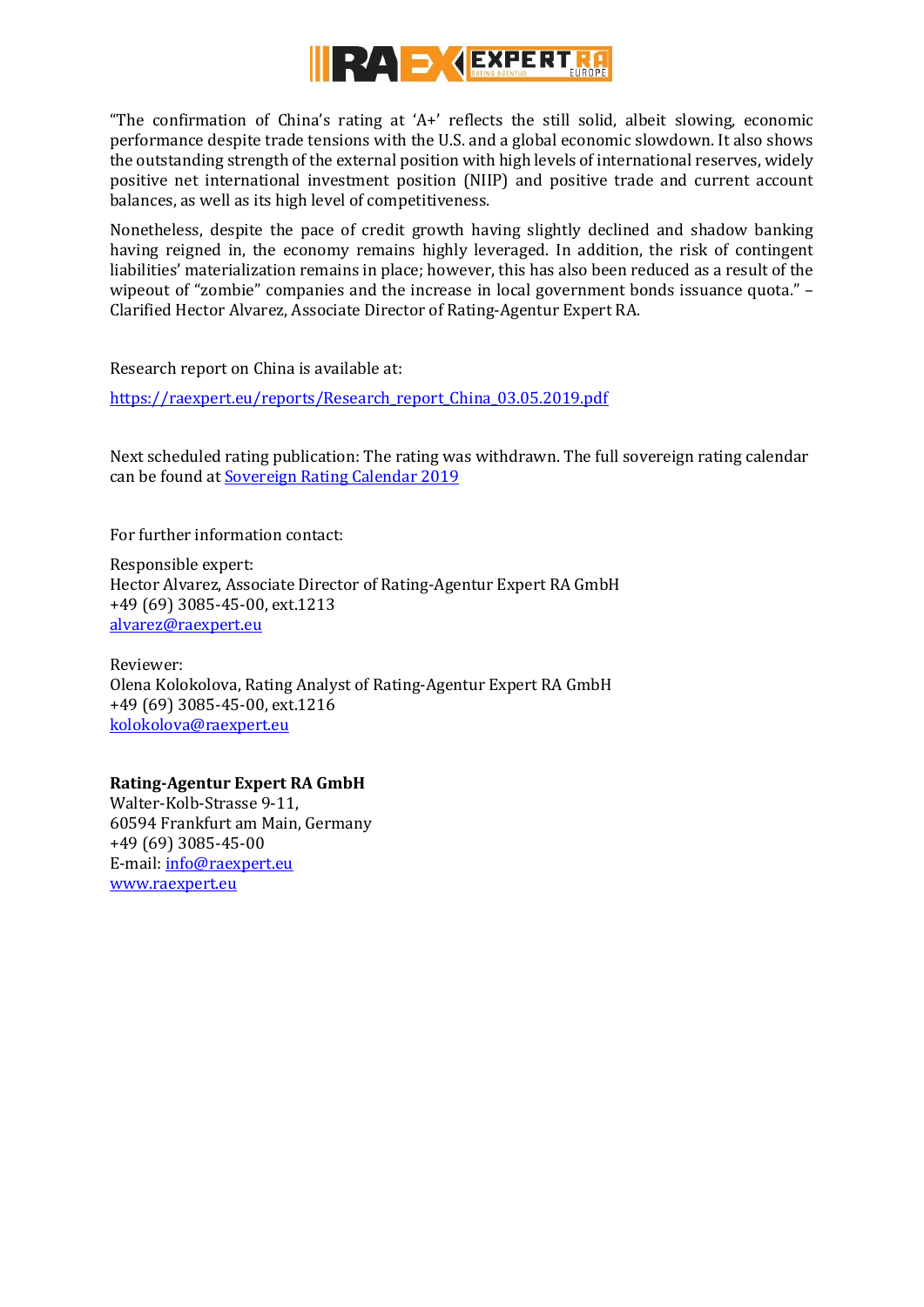"The confirmation of China's rating at 'A+' reflects the still solid, albeit slowing, economic performance despite trade tensions with the U.S. and a global economic slowdown. It also shows the outstanding strength of the external position with high levels of international reserves, widely positive net international investment position (NIIP) and positive trade and current account balances, as well as its high level of competitiveness.

Nonetheless, despite the pace of credit growth having slightly declined and shadow banking having reigned in, the economy remains highly leveraged. In addition, the risk of contingent liabilities' materialization remains in place; however, this has also been reduced as a result of the wipeout of "zombie" companies and the increase in local government bonds issuance quota." – Clarified Hector Alvarez, Associate Director of Rating-Agentur Expert RA.

Research report on China is available at:

https://raexpert.eu/reports/Research_report_China_03.05.2019.pdf

Next scheduled rating publication: The rating was withdrawn. The full sovereign rating calendar can be found at Sovereign Rating Calendar 2019

For further information contact:

Responsible expert:
Hector Alvarez, Associate Director of Rating-Agentur Expert RA GmbH
+49 (69) 3085-45-00, ext.1213
alvarez@raexpert.eu

Reviewer:
Olena Kolokolova, Rating Analyst of Rating-Agentur Expert RA GmbH
+49 (69) 3085-45-00, ext.1216
kolokolova@raexpert.eu

**Rating-Agentur Expert RA GmbH**
Walter-Kolb-Strasse 9-11,
60594 Frankfurt am Main, Germany
+49 (69) 3085-45-00
E-mail: info@raexpert.eu
www.raexpert.eu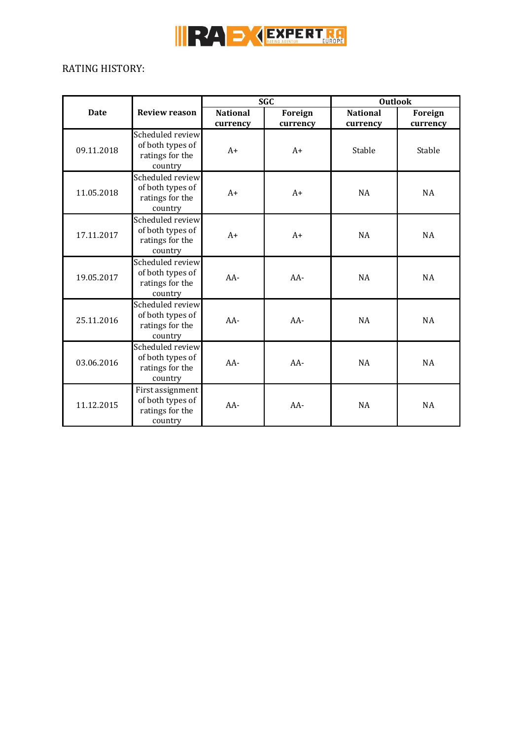RATING HISTORY:

| Date | Review reason | SGC | | Outlook | |
|---|---|---|---|---|---|
| | | National currency | Foreign currency | National currency | Foreign currency |
| 09.11.2018 | Scheduled review of both types of ratings for the country | A+ | A+ | Stable | Stable |
| 11.05.2018 | Scheduled review of both types of ratings for the country | A+ | A+ | NA | NA |
| 17.11.2017 | Scheduled review of both types of ratings for the country | A+ | A+ | NA | NA |
| 19.05.2017 | Scheduled review of both types of ratings for the country | AA- | AA- | NA | NA |
| 25.11.2016 | Scheduled review of both types of ratings for the country | AA- | AA- | NA | NA |
| 03.06.2016 | Scheduled review of both types of ratings for the country | AA- | AA- | NA | NA |
| 11.12.2015 | First assignment of both types of ratings for the country | AA- | AA- | NA | NA |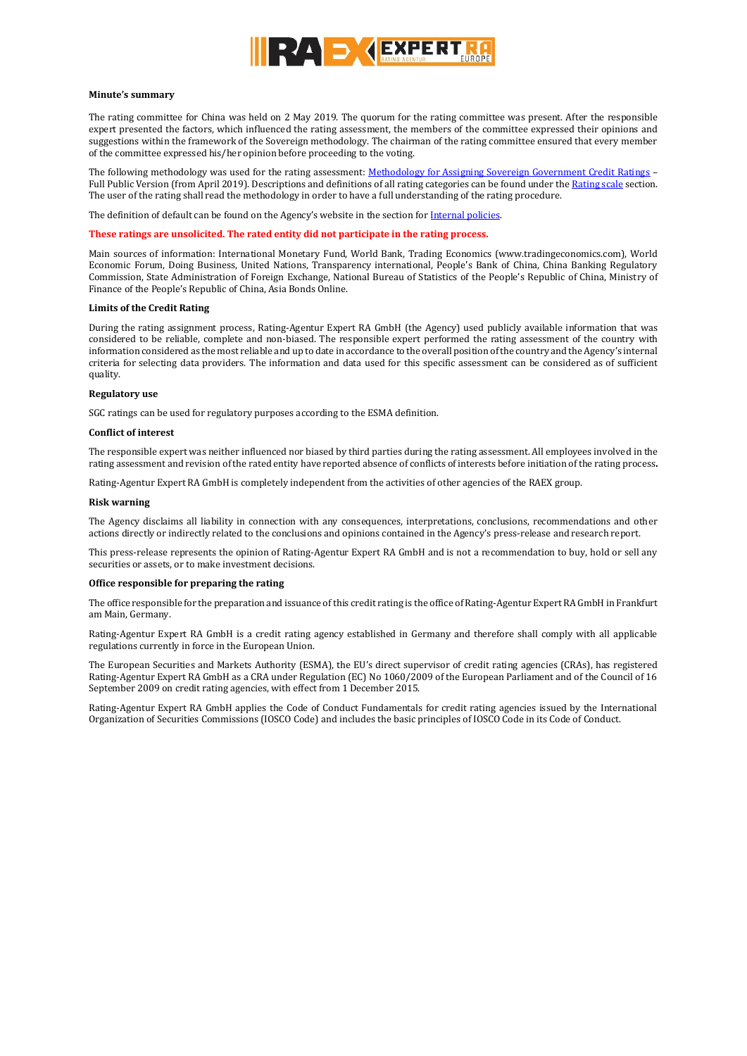**Minute's summary**

The rating committee for China was held on 2 May 2019. The quorum for the rating committee was present. After the responsible expert presented the factors, which influenced the rating assessment, the members of the committee expressed their opinions and suggestions within the framework of the Sovereign methodology. The chairman of the rating committee ensured that every member of the committee expressed his/her opinion before proceeding to the voting.

The following methodology was used for the rating assessment: Methodology for Assigning Sovereign Government Credit Ratings – Full Public Version (from April 2019). Descriptions and definitions of all rating categories can be found under the Rating scale section. The user of the rating shall read the methodology in order to have a full understanding of the rating procedure.

The definition of default can be found on the Agency's website in the section for Internal policies.

**These ratings are unsolicited. The rated entity did not participate in the rating process.**

Main sources of information: International Monetary Fund, World Bank, Trading Economics (www.tradingeconomics.com), World Economic Forum, Doing Business, United Nations, Transparency international, People's Bank of China, China Banking Regulatory Commission, State Administration of Foreign Exchange, National Bureau of Statistics of the People's Republic of China, Ministry of Finance of the People's Republic of China, Asia Bonds Online.

**Limits of the Credit Rating**

During the rating assignment process, Rating-Agentur Expert RA GmbH (the Agency) used publicly available information that was considered to be reliable, complete and non-biased. The responsible expert performed the rating assessment of the country with information considered as the most reliable and up to date in accordance to the overall position of the country and the Agency's internal criteria for selecting data providers. The information and data used for this specific assessment can be considered as of sufficient quality.

**Regulatory use**

SGC ratings can be used for regulatory purposes according to the ESMA definition.

**Conflict of interest**

The responsible expert was neither influenced nor biased by third parties during the rating assessment. All employees involved in the rating assessment and revision of the rated entity have reported absence of conflicts of interests before initiation of the rating process.

Rating-Agentur Expert RA GmbH is completely independent from the activities of other agencies of the RAEX group.

**Risk warning**

The Agency disclaims all liability in connection with any consequences, interpretations, conclusions, recommendations and other actions directly or indirectly related to the conclusions and opinions contained in the Agency's press-release and research report.

This press-release represents the opinion of Rating-Agentur Expert RA GmbH and is not a recommendation to buy, hold or sell any securities or assets, or to make investment decisions.

**Office responsible for preparing the rating**

The office responsible for the preparation and issuance of this credit rating is the office of Rating-Agentur Expert RA GmbH in Frankfurt am Main, Germany.

Rating-Agentur Expert RA GmbH is a credit rating agency established in Germany and therefore shall comply with all applicable regulations currently in force in the European Union.

The European Securities and Markets Authority (ESMA), the EU's direct supervisor of credit rating agencies (CRAs), has registered Rating-Agentur Expert RA GmbH as a CRA under Regulation (EC) No 1060/2009 of the European Parliament and of the Council of 16 September 2009 on credit rating agencies, with effect from 1 December 2015.

Rating-Agentur Expert RA GmbH applies the Code of Conduct Fundamentals for credit rating agencies issued by the International Organization of Securities Commissions (IOSCO Code) and includes the basic principles of IOSCO Code in its Code of Conduct.